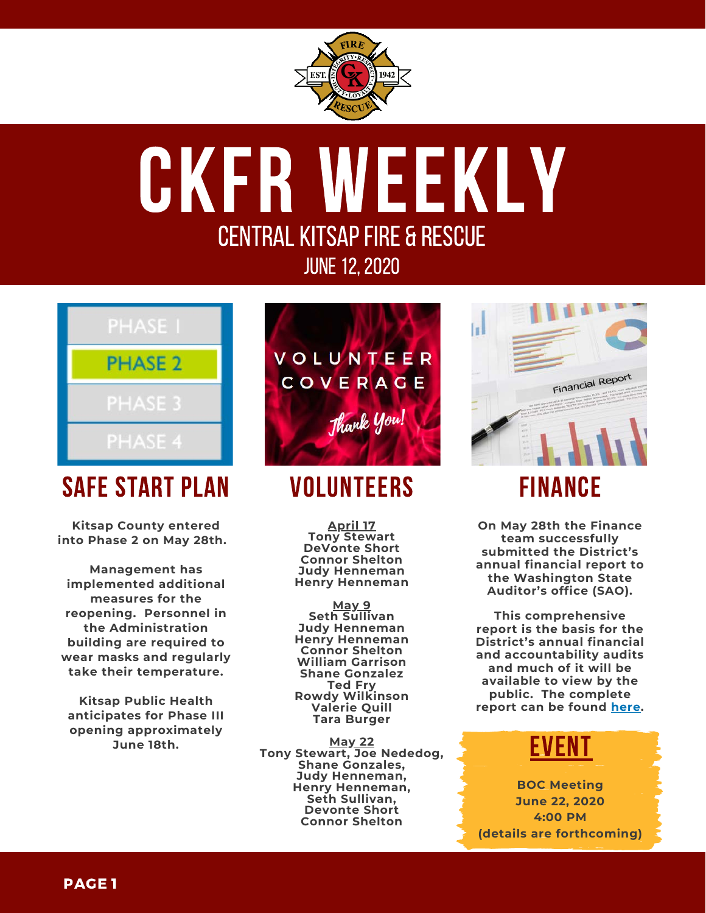# CKFR WEEKLY

## CENTRAL KITSAP FIRE & RESCUE

### JUNE 12, 2020

## SAFE START PLAN

**Kitsap County entered into Phase 2 on May 28th.**

**Management has implemented additional measures for the reopening. Personnel in the Administration building are required to wear masks and regularly take their temperature.**

**Kitsap Public Health anticipates for Phase III opening approximately June 18th.**

## VOLUNTEERS

**April 17**
**Tony Stewart**
**DeVonte Short**
**Connor Shelton**
**Judy Henneman**
**Henry Henneman**

**May 9**
**Seth Sullivan**
**Judy Henneman**
**Henry Henneman**
**Connor Shelton**
**William Garrison**
**Shane Gonzalez**
**Ted Fry**
**Rowdy Wilkinson**
**Valerie Quill**
**Tara Burger**

**May 22**
**Tony Stewart, Joe Nededog,**
**Shane Gonzales,**
**Judy Henneman,**
**Henry Henneman,**
**Seth Sullivan,**
**Devonte Short**
**Connor Shelton**

## FINANCE

**On May 28th the Finance team successfully submitted the District's annual financial report to the Washington State Auditor's office (SAO).**

**This comprehensive report is the basis for the District's annual financial and accountability audits and much of it will be available to view by the public. The complete report can be found here.**

## EVENT

**BOC Meeting**
**June 22, 2020**
**4:00 PM**
**(details are forthcoming)**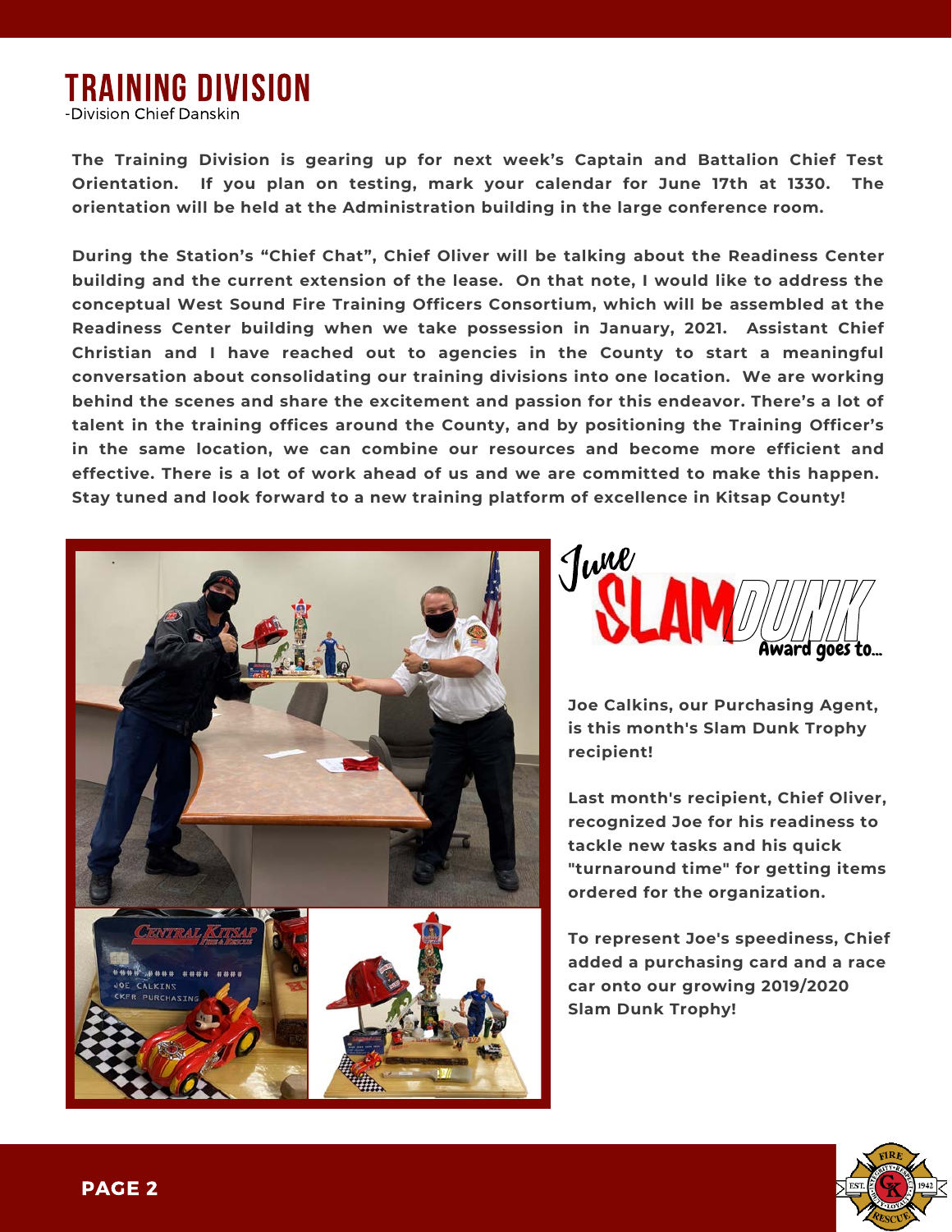# TRAINING DIVISION

-Division Chief Danskin

**The Training Division is gearing up for next week's Captain and Battalion Chief Test Orientation. If you plan on testing, mark your calendar for June 17th at 1330. The orientation will be held at the Administration building in the large conference room.**

**During the Station's "Chief Chat", Chief Oliver will be talking about the Readiness Center building and the current extension of the lease. On that note, I would like to address the conceptual West Sound Fire Training Officers Consortium, which will be assembled at the Readiness Center building when we take possession in January, 2021. Assistant Chief Christian and I have reached out to agencies in the County to start a meaningful conversation about consolidating our training divisions into one location. We are working behind the scenes and share the excitement and passion for this endeavor. There's a lot of talent in the training offices around the County, and by positioning the Training Officer's in the same location, we can combine our resources and become more efficient and effective. There is a lot of work ahead of us and we are committed to make this happen. Stay tuned and look forward to a new training platform of excellence in Kitsap County!**

## June SLAM DUNK Award goes to...

**Joe Calkins, our Purchasing Agent, is this month's Slam Dunk Trophy recipient!**

**Last month's recipient, Chief Oliver, recognized Joe for his readiness to tackle new tasks and his quick "turnaround time" for getting items ordered for the organization.**

**To represent Joe's speediness, Chief added a purchasing card and a race car onto our growing 2019/2020 Slam Dunk Trophy!**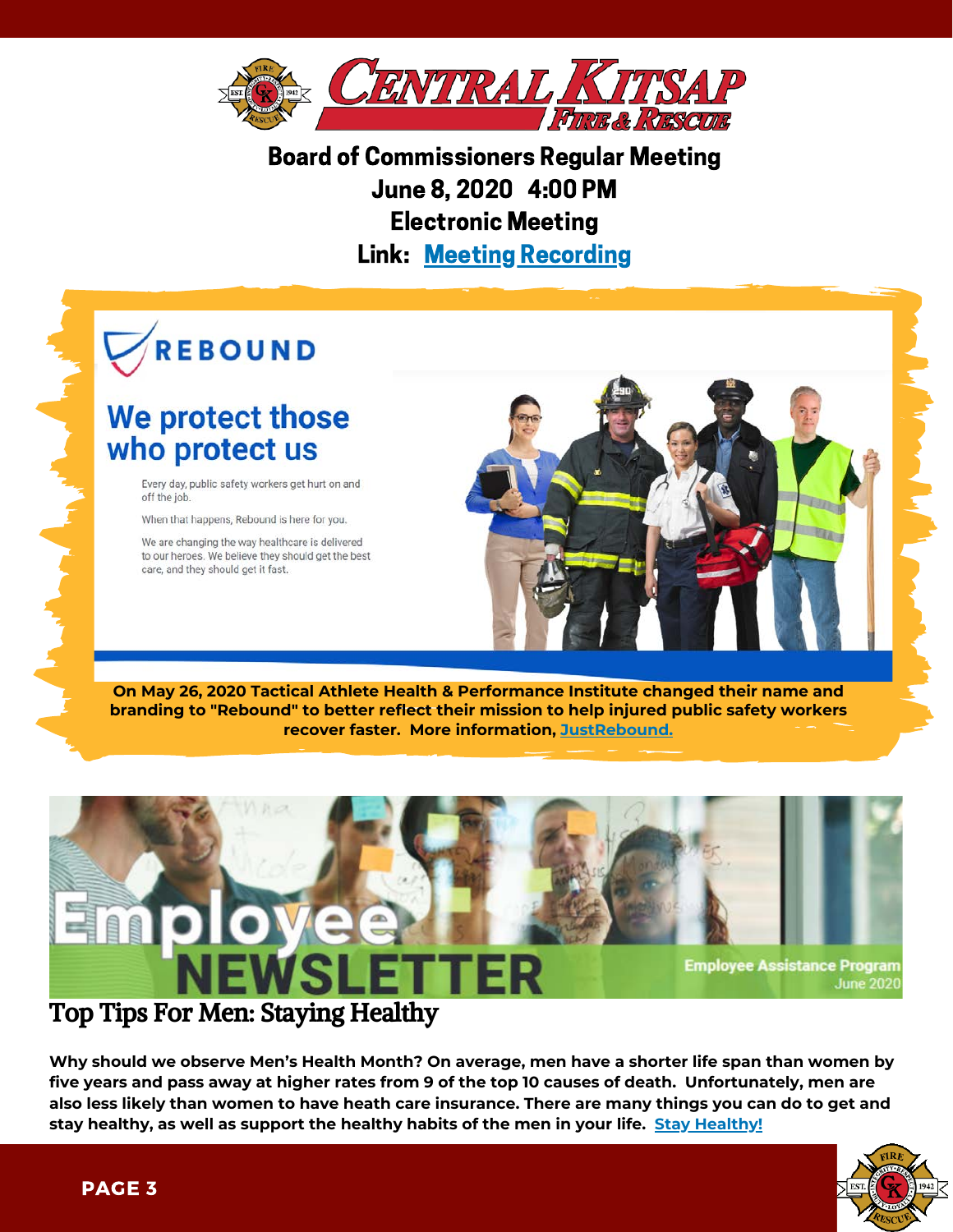# Board of Commissioners Regular Meeting

**June 8, 2020 4:00 PM**

**Electronic Meeting**

**Link: Meeting Recording**

REBOUND

## We protect those who protect us

Every day, public safety workers get hurt on and off the job.

When that happens, Rebound is here for you.

We are changing the way healthcare is delivered to our heroes. We believe they should get the best care, and they should get it fast.

**On May 26, 2020 Tactical Athlete Health & Performance Institute changed their name and branding to "Rebound" to better reflect their mission to help injured public safety workers recover faster. More information, JustRebound.**

Employee NEWSLETTER

Employee Assistance Program
June 2020

## Top Tips For Men: Staying Healthy

**Why should we observe Men's Health Month? On average, men have a shorter life span than women by five years and pass away at higher rates from 9 of the top 10 causes of death. Unfortunately, men are also less likely than women to have heath care insurance. There are many things you can do to get and stay healthy, as well as support the healthy habits of the men in your life. Stay Healthy!**